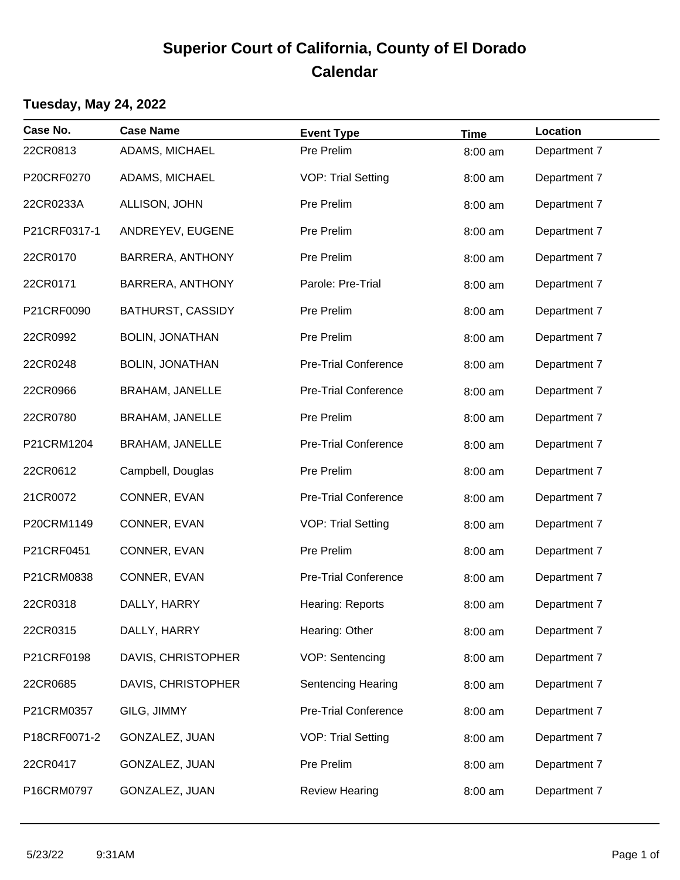# Superior Court of California, County of El Dorado
# Calendar

## Tuesday, May 24, 2022

| Case No. | Case Name | Event Type | Time | Location |
|---|---|---|---|---|
| 22CR0813 | ADAMS, MICHAEL | Pre Prelim | 8:00 am | Department 7 |
| P20CRF0270 | ADAMS, MICHAEL | VOP: Trial Setting | 8:00 am | Department 7 |
| 22CR0233A | ALLISON, JOHN | Pre Prelim | 8:00 am | Department 7 |
| P21CRF0317-1 | ANDREYEV, EUGENE | Pre Prelim | 8:00 am | Department 7 |
| 22CR0170 | BARRERA, ANTHONY | Pre Prelim | 8:00 am | Department 7 |
| 22CR0171 | BARRERA, ANTHONY | Parole: Pre-Trial | 8:00 am | Department 7 |
| P21CRF0090 | BATHURST, CASSIDY | Pre Prelim | 8:00 am | Department 7 |
| 22CR0992 | BOLIN, JONATHAN | Pre Prelim | 8:00 am | Department 7 |
| 22CR0248 | BOLIN, JONATHAN | Pre-Trial Conference | 8:00 am | Department 7 |
| 22CR0966 | BRAHAM, JANELLE | Pre-Trial Conference | 8:00 am | Department 7 |
| 22CR0780 | BRAHAM, JANELLE | Pre Prelim | 8:00 am | Department 7 |
| P21CRM1204 | BRAHAM, JANELLE | Pre-Trial Conference | 8:00 am | Department 7 |
| 22CR0612 | Campbell, Douglas | Pre Prelim | 8:00 am | Department 7 |
| 21CR0072 | CONNER, EVAN | Pre-Trial Conference | 8:00 am | Department 7 |
| P20CRM1149 | CONNER, EVAN | VOP: Trial Setting | 8:00 am | Department 7 |
| P21CRF0451 | CONNER, EVAN | Pre Prelim | 8:00 am | Department 7 |
| P21CRM0838 | CONNER, EVAN | Pre-Trial Conference | 8:00 am | Department 7 |
| 22CR0318 | DALLY, HARRY | Hearing: Reports | 8:00 am | Department 7 |
| 22CR0315 | DALLY, HARRY | Hearing: Other | 8:00 am | Department 7 |
| P21CRF0198 | DAVIS, CHRISTOPHER | VOP: Sentencing | 8:00 am | Department 7 |
| 22CR0685 | DAVIS, CHRISTOPHER | Sentencing Hearing | 8:00 am | Department 7 |
| P21CRM0357 | GILG, JIMMY | Pre-Trial Conference | 8:00 am | Department 7 |
| P18CRF0071-2 | GONZALEZ, JUAN | VOP: Trial Setting | 8:00 am | Department 7 |
| 22CR0417 | GONZALEZ, JUAN | Pre Prelim | 8:00 am | Department 7 |
| P16CRM0797 | GONZALEZ, JUAN | Review Hearing | 8:00 am | Department 7 |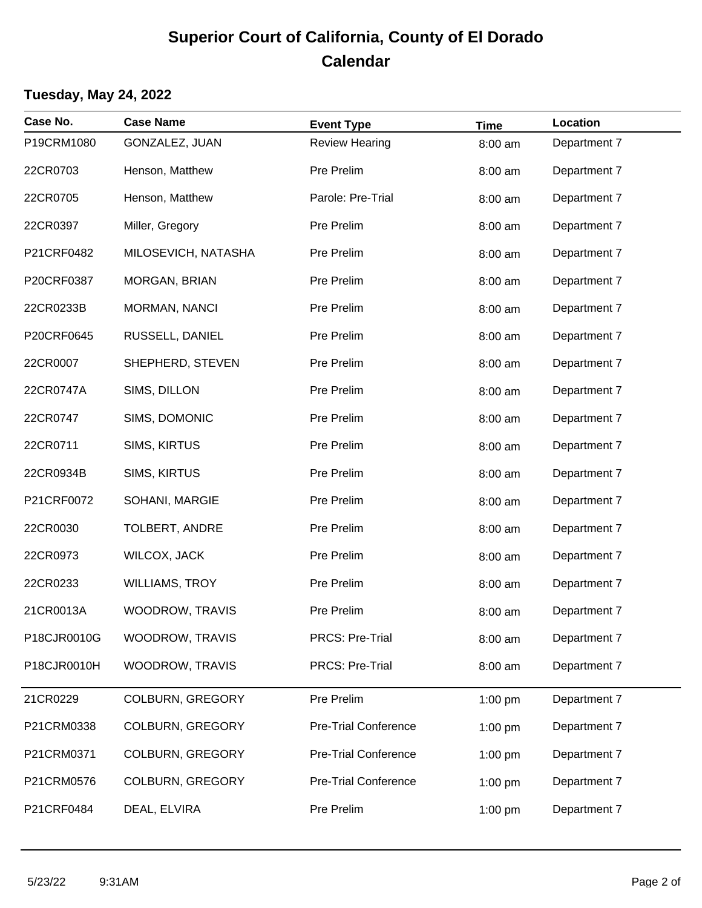# Superior Court of California, County of El Dorado
## Calendar

### Tuesday, May 24, 2022

| Case No. | Case Name | Event Type | Time | Location |
|---|---|---|---|---|
| P19CRM1080 | GONZALEZ, JUAN | Review Hearing | 8:00 am | Department 7 |
| 22CR0703 | Henson, Matthew | Pre Prelim | 8:00 am | Department 7 |
| 22CR0705 | Henson, Matthew | Parole: Pre-Trial | 8:00 am | Department 7 |
| 22CR0397 | Miller, Gregory | Pre Prelim | 8:00 am | Department 7 |
| P21CRF0482 | MILOSEVICH, NATASHA | Pre Prelim | 8:00 am | Department 7 |
| P20CRF0387 | MORGAN, BRIAN | Pre Prelim | 8:00 am | Department 7 |
| 22CR0233B | MORMAN, NANCI | Pre Prelim | 8:00 am | Department 7 |
| P20CRF0645 | RUSSELL, DANIEL | Pre Prelim | 8:00 am | Department 7 |
| 22CR0007 | SHEPHERD, STEVEN | Pre Prelim | 8:00 am | Department 7 |
| 22CR0747A | SIMS, DILLON | Pre Prelim | 8:00 am | Department 7 |
| 22CR0747 | SIMS, DOMONIC | Pre Prelim | 8:00 am | Department 7 |
| 22CR0711 | SIMS, KIRTUS | Pre Prelim | 8:00 am | Department 7 |
| 22CR0934B | SIMS, KIRTUS | Pre Prelim | 8:00 am | Department 7 |
| P21CRF0072 | SOHANI, MARGIE | Pre Prelim | 8:00 am | Department 7 |
| 22CR0030 | TOLBERT, ANDRE | Pre Prelim | 8:00 am | Department 7 |
| 22CR0973 | WILCOX, JACK | Pre Prelim | 8:00 am | Department 7 |
| 22CR0233 | WILLIAMS, TROY | Pre Prelim | 8:00 am | Department 7 |
| 21CR0013A | WOODROW, TRAVIS | Pre Prelim | 8:00 am | Department 7 |
| P18CJR0010G | WOODROW, TRAVIS | PRCS: Pre-Trial | 8:00 am | Department 7 |
| P18CJR0010H | WOODROW, TRAVIS | PRCS: Pre-Trial | 8:00 am | Department 7 |
| 21CR0229 | COLBURN, GREGORY | Pre Prelim | 1:00 pm | Department 7 |
| P21CRM0338 | COLBURN, GREGORY | Pre-Trial Conference | 1:00 pm | Department 7 |
| P21CRM0371 | COLBURN, GREGORY | Pre-Trial Conference | 1:00 pm | Department 7 |
| P21CRM0576 | COLBURN, GREGORY | Pre-Trial Conference | 1:00 pm | Department 7 |
| P21CRF0484 | DEAL, ELVIRA | Pre Prelim | 1:00 pm | Department 7 |

5/23/22 9:31AM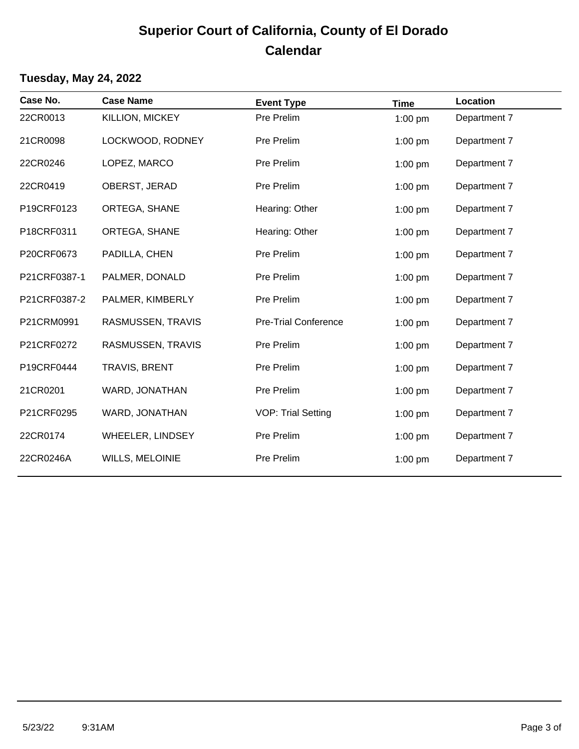# Superior Court of California, County of El Dorado
## Calendar

### Tuesday, May 24, 2022

| Case No. | Case Name | Event Type | Time | Location |
|---|---|---|---|---|
| 22CR0013 | KILLION, MICKEY | Pre Prelim | 1:00 pm | Department 7 |
| 21CR0098 | LOCKWOOD, RODNEY | Pre Prelim | 1:00 pm | Department 7 |
| 22CR0246 | LOPEZ, MARCO | Pre Prelim | 1:00 pm | Department 7 |
| 22CR0419 | OBERST, JERAD | Pre Prelim | 1:00 pm | Department 7 |
| P19CRF0123 | ORTEGA, SHANE | Hearing: Other | 1:00 pm | Department 7 |
| P18CRF0311 | ORTEGA, SHANE | Hearing: Other | 1:00 pm | Department 7 |
| P20CRF0673 | PADILLA, CHEN | Pre Prelim | 1:00 pm | Department 7 |
| P21CRF0387-1 | PALMER, DONALD | Pre Prelim | 1:00 pm | Department 7 |
| P21CRF0387-2 | PALMER, KIMBERLY | Pre Prelim | 1:00 pm | Department 7 |
| P21CRM0991 | RASMUSSEN, TRAVIS | Pre-Trial Conference | 1:00 pm | Department 7 |
| P21CRF0272 | RASMUSSEN, TRAVIS | Pre Prelim | 1:00 pm | Department 7 |
| P19CRF0444 | TRAVIS, BRENT | Pre Prelim | 1:00 pm | Department 7 |
| 21CR0201 | WARD, JONATHAN | Pre Prelim | 1:00 pm | Department 7 |
| P21CRF0295 | WARD, JONATHAN | VOP: Trial Setting | 1:00 pm | Department 7 |
| 22CR0174 | WHEELER, LINDSEY | Pre Prelim | 1:00 pm | Department 7 |
| 22CR0246A | WILLS, MELOINIE | Pre Prelim | 1:00 pm | Department 7 |

5/23/22 9:31AM